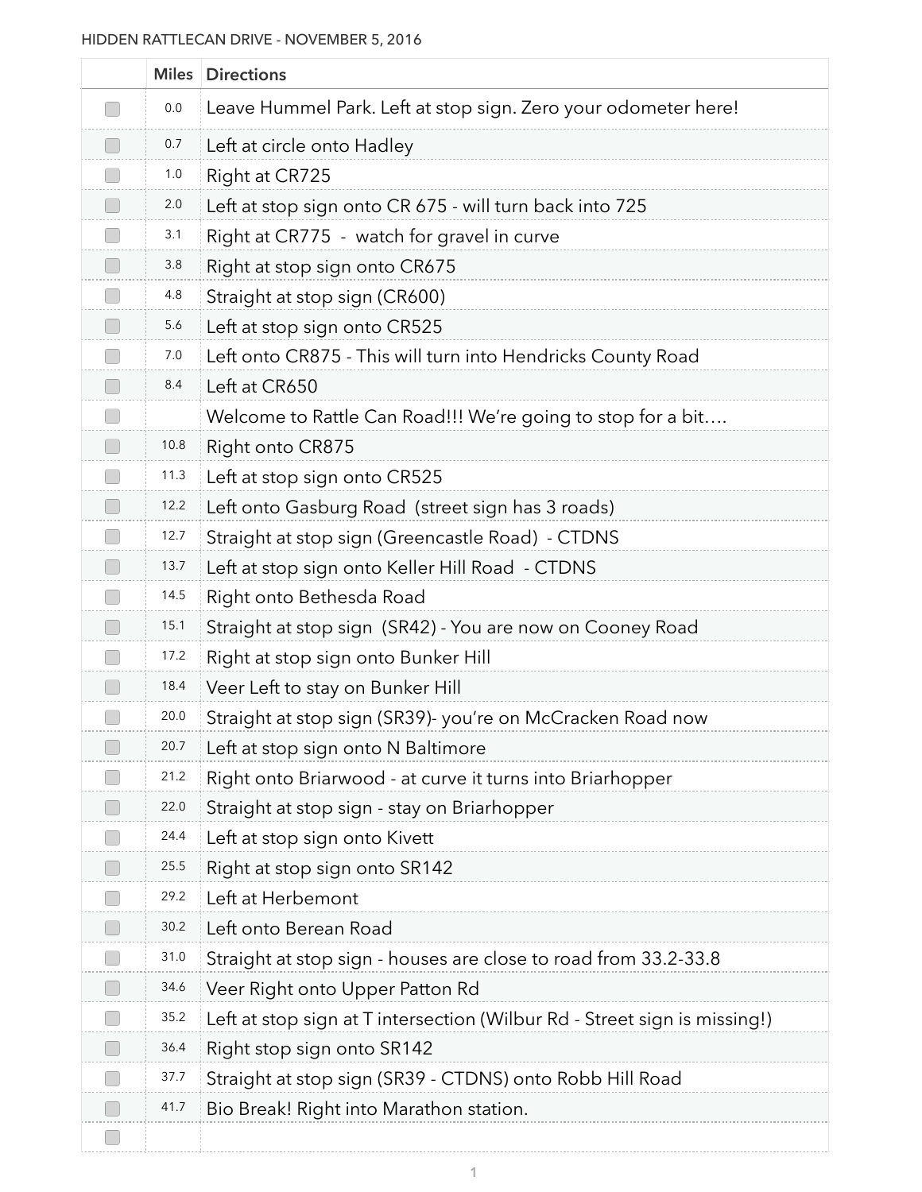HIDDEN RATTLECAN DRIVE - NOVEMBER 5, 2016

| | Miles | Directions |
|---|---|---|
| ☐ | 0.0 | Leave Hummel Park. Left at stop sign. Zero your odometer here! |
| ☐ | 0.7 | Left at circle onto Hadley |
| ☐ | 1.0 | Right at CR725 |
| ☐ | 2.0 | Left at stop sign onto CR 675 - will turn back into 725 |
| ☐ | 3.1 | Right at CR775 - watch for gravel in curve |
| ☐ | 3.8 | Right at stop sign onto CR675 |
| ☐ | 4.8 | Straight at stop sign (CR600) |
| ☐ | 5.6 | Left at stop sign onto CR525 |
| ☐ | 7.0 | Left onto CR875 - This will turn into Hendricks County Road |
| ☐ | 8.4 | Left at CR650 |
| ☐ | | Welcome to Rattle Can Road!!! We're going to stop for a bit…. |
| ☐ | 10.8 | Right onto CR875 |
| ☐ | 11.3 | Left at stop sign onto CR525 |
| ☐ | 12.2 | Left onto Gasburg Road (street sign has 3 roads) |
| ☐ | 12.7 | Straight at stop sign (Greencastle Road) - CTDNS |
| ☐ | 13.7 | Left at stop sign onto Keller Hill Road - CTDNS |
| ☐ | 14.5 | Right onto Bethesda Road |
| ☐ | 15.1 | Straight at stop sign (SR42) - You are now on Cooney Road |
| ☐ | 17.2 | Right at stop sign onto Bunker Hill |
| ☐ | 18.4 | Veer Left to stay on Bunker Hill |
| ☐ | 20.0 | Straight at stop sign (SR39)- you're on McCracken Road now |
| ☐ | 20.7 | Left at stop sign onto N Baltimore |
| ☐ | 21.2 | Right onto Briarwood - at curve it turns into Briarhopper |
| ☐ | 22.0 | Straight at stop sign - stay on Briarhopper |
| ☐ | 24.4 | Left at stop sign onto Kivett |
| ☐ | 25.5 | Right at stop sign onto SR142 |
| ☐ | 29.2 | Left at Herbemont |
| ☐ | 30.2 | Left onto Berean Road |
| ☐ | 31.0 | Straight at stop sign - houses are close to road from 33.2-33.8 |
| ☐ | 34.6 | Veer Right onto Upper Patton Rd |
| ☐ | 35.2 | Left at stop sign at T intersection (Wilbur Rd - Street sign is missing!) |
| ☐ | 36.4 | Right stop sign onto SR142 |
| ☐ | 37.7 | Straight at stop sign (SR39 - CTDNS) onto Robb Hill Road |
| ☐ | 41.7 | Bio Break! Right into Marathon station. |
| ☐ | | |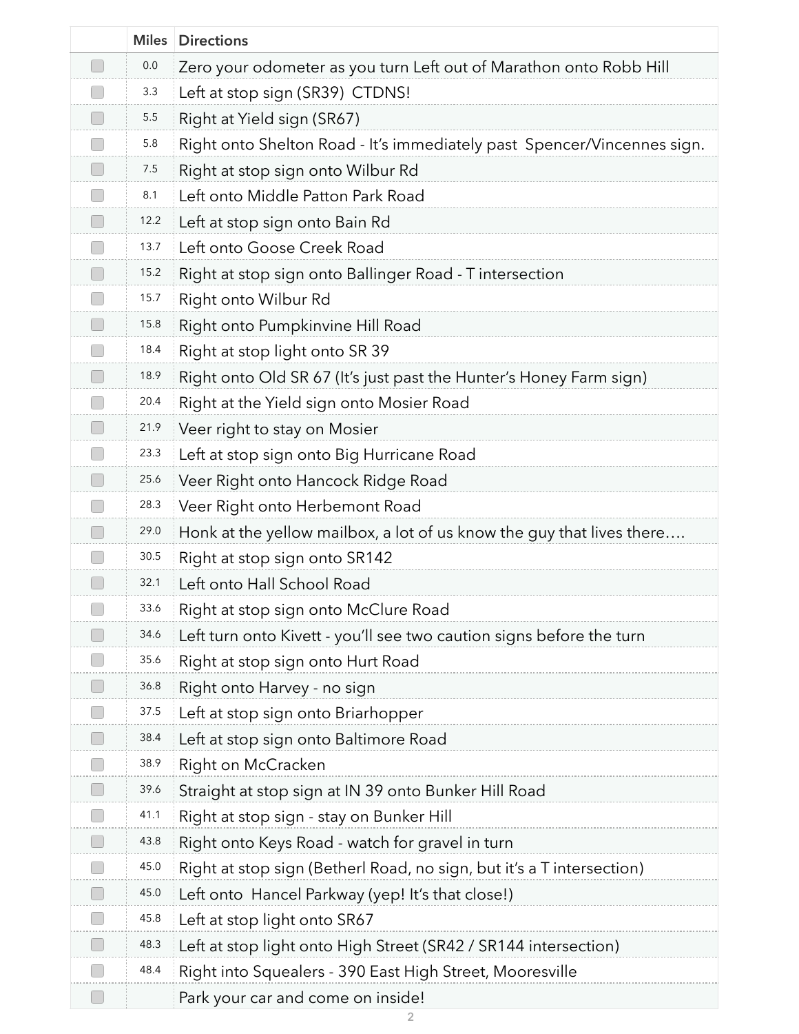| | Miles | Directions |
|---|---|---|
| | 0.0 | Zero your odometer as you turn Left out of Marathon onto Robb Hill |
| | 3.3 | Left at stop sign (SR39) CTDNS! |
| | 5.5 | Right at Yield sign (SR67) |
| | 5.8 | Right onto Shelton Road - It's immediately past Spencer/Vincennes sign. |
| | 7.5 | Right at stop sign onto Wilbur Rd |
| | 8.1 | Left onto Middle Patton Park Road |
| | 12.2 | Left at stop sign onto Bain Rd |
| | 13.7 | Left onto Goose Creek Road |
| | 15.2 | Right at stop sign onto Ballinger Road - T intersection |
| | 15.7 | Right onto Wilbur Rd |
| | 15.8 | Right onto Pumpkinvine Hill Road |
| | 18.4 | Right at stop light onto SR 39 |
| | 18.9 | Right onto Old SR 67 (It's just past the Hunter's Honey Farm sign) |
| | 20.4 | Right at the Yield sign onto Mosier Road |
| | 21.9 | Veer right to stay on Mosier |
| | 23.3 | Left at stop sign onto Big Hurricane Road |
| | 25.6 | Veer Right onto Hancock Ridge Road |
| | 28.3 | Veer Right onto Herbemont Road |
| | 29.0 | Honk at the yellow mailbox, a lot of us know the guy that lives there…. |
| | 30.5 | Right at stop sign onto SR142 |
| | 32.1 | Left onto Hall School Road |
| | 33.6 | Right at stop sign onto McClure Road |
| | 34.6 | Left turn onto Kivett - you'll see two caution signs before the turn |
| | 35.6 | Right at stop sign onto Hurt Road |
| | 36.8 | Right onto Harvey - no sign |
| | 37.5 | Left at stop sign onto Briarhopper |
| | 38.4 | Left at stop sign onto Baltimore Road |
| | 38.9 | Right on McCracken |
| | 39.6 | Straight at stop sign at IN 39 onto Bunker Hill Road |
| | 41.1 | Right at stop sign - stay on Bunker Hill |
| | 43.8 | Right onto Keys Road - watch for gravel in turn |
| | 45.0 | Right at stop sign (Betherl Road, no sign, but it's a T intersection) |
| | 45.0 | Left onto Hancel Parkway (yep! It's that close!) |
| | 45.8 | Left at stop light onto SR67 |
| | 48.3 | Left at stop light onto High Street (SR42 / SR144 intersection) |
| | 48.4 | Right into Squealers - 390 East High Street, Mooresville |
| | | Park your car and come on inside! |